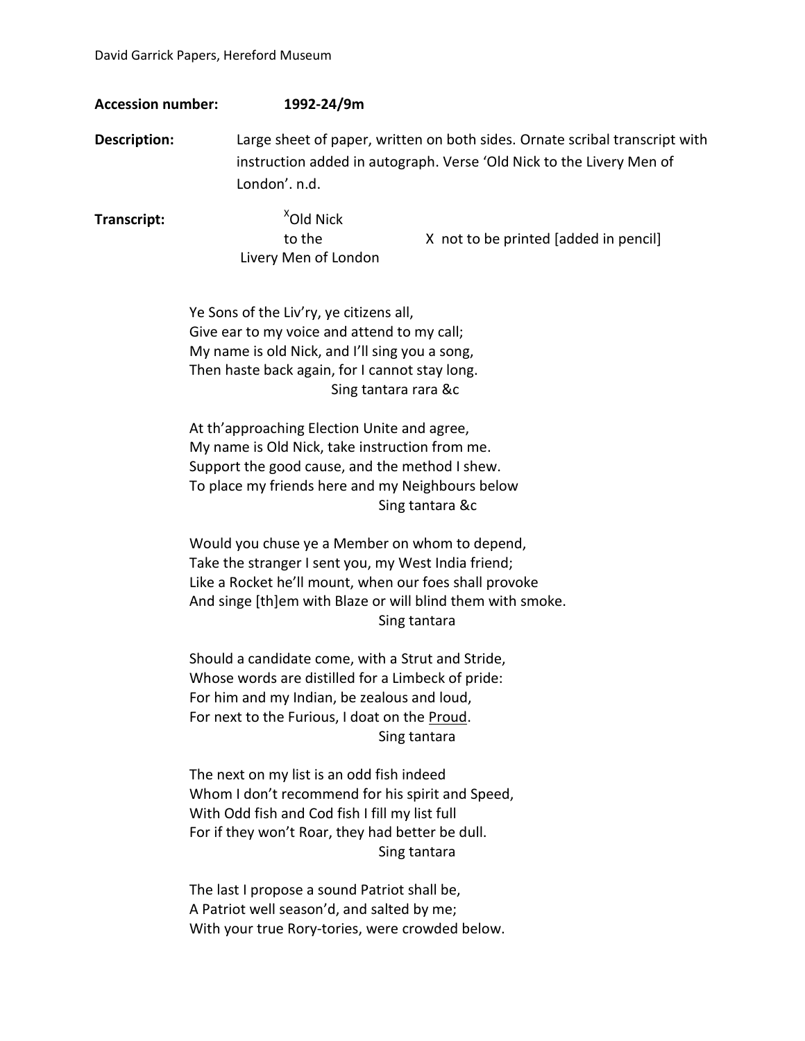**Accession number:** **1992-24/9m**

**Description:** Large sheet of paper, written on both sides. Ornate scribal transcript with instruction added in autograph. Verse 'Old Nick to the Livery Men of London'. n.d.

**Transcript:**

[X]Old Nick
to the
Livery Men of London

X not to be printed [added in pencil]

Ye Sons of the Liv'ry, ye citizens all,
Give ear to my voice and attend to my call;
My name is old Nick, and I'll sing you a song,
Then haste back again, for I cannot stay long.
Sing tantara rara &c

At th'approaching Election Unite and agree,
My name is Old Nick, take instruction from me.
Support the good cause, and the method I shew.
To place my friends here and my Neighbours below
Sing tantara &c

Would you chuse ye a Member on whom to depend,
Take the stranger I sent you, my West India friend;
Like a Rocket he'll mount, when our foes shall provoke
And singe [th]em with Blaze or will blind them with smoke.
Sing tantara

Should a candidate come, with a Strut and Stride,
Whose words are distilled for a Limbeck of pride:
For him and my Indian, be zealous and loud,
For next to the Furious, I doat on the <u>Proud</u>.
Sing tantara

The next on my list is an odd fish indeed
Whom I don't recommend for his spirit and Speed,
With Odd fish and Cod fish I fill my list full
For if they won't Roar, they had better be dull.
Sing tantara

The last I propose a sound Patriot shall be,
A Patriot well season'd, and salted by me;
With your true Rory-tories, were crowded below.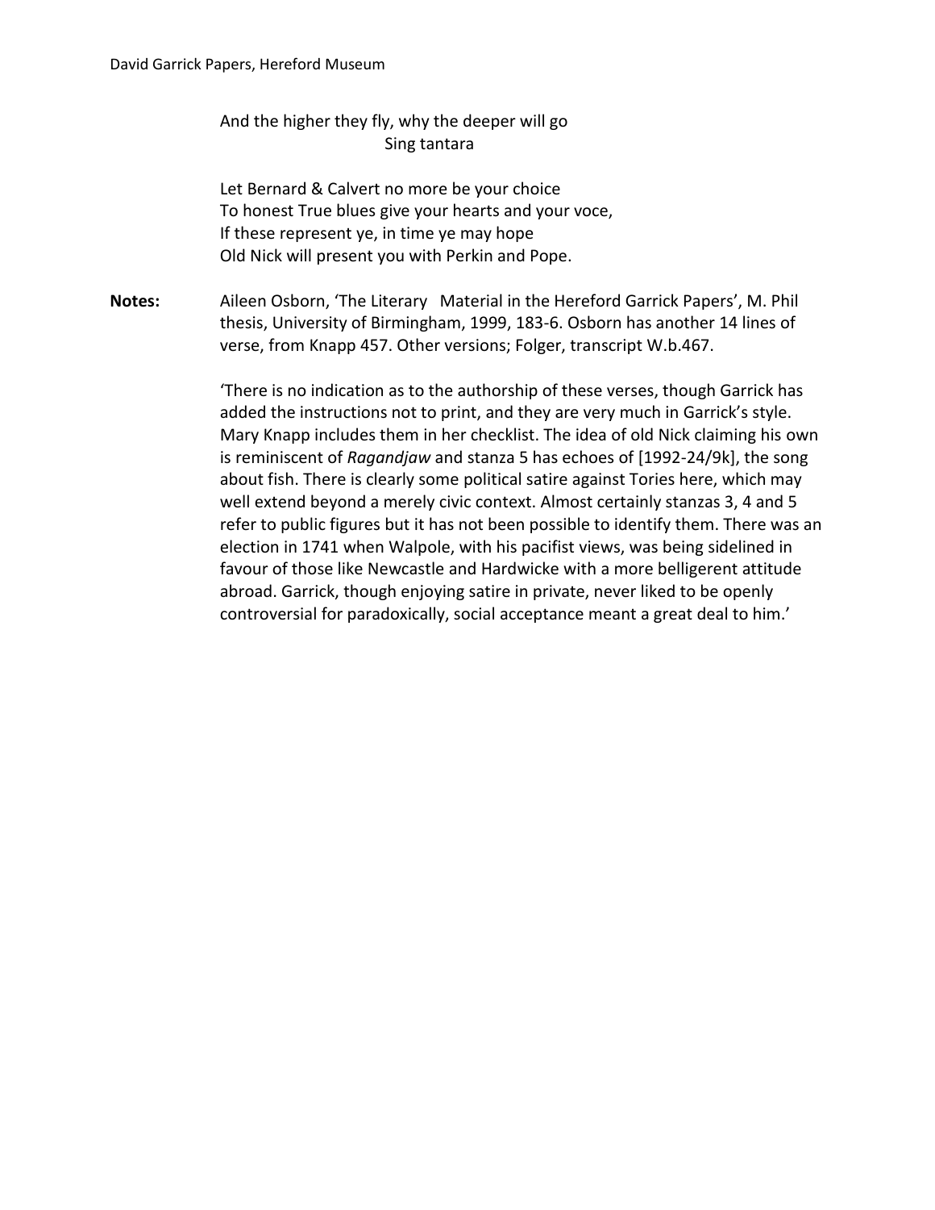And the higher they fly, why the deeper will go  
                    Sing tantara

Let Bernard & Calvert no more be your choice  
To honest True blues give your hearts and your voce,  
If these represent ye, in time ye may hope  
Old Nick will present you with Perkin and Pope.

**Notes:** Aileen Osborn, 'The Literary Material in the Hereford Garrick Papers', M. Phil thesis, University of Birmingham, 1999, 183-6. Osborn has another 14 lines of verse, from Knapp 457. Other versions; Folger, transcript W.b.467.

'There is no indication as to the authorship of these verses, though Garrick has added the instructions not to print, and they are very much in Garrick's style. Mary Knapp includes them in her checklist. The idea of old Nick claiming his own is reminiscent of *Ragandjaw* and stanza 5 has echoes of [1992-24/9k], the song about fish. There is clearly some political satire against Tories here, which may well extend beyond a merely civic context. Almost certainly stanzas 3, 4 and 5 refer to public figures but it has not been possible to identify them. There was an election in 1741 when Walpole, with his pacifist views, was being sidelined in favour of those like Newcastle and Hardwicke with a more belligerent attitude abroad. Garrick, though enjoying satire in private, never liked to be openly controversial for paradoxically, social acceptance meant a great deal to him.'